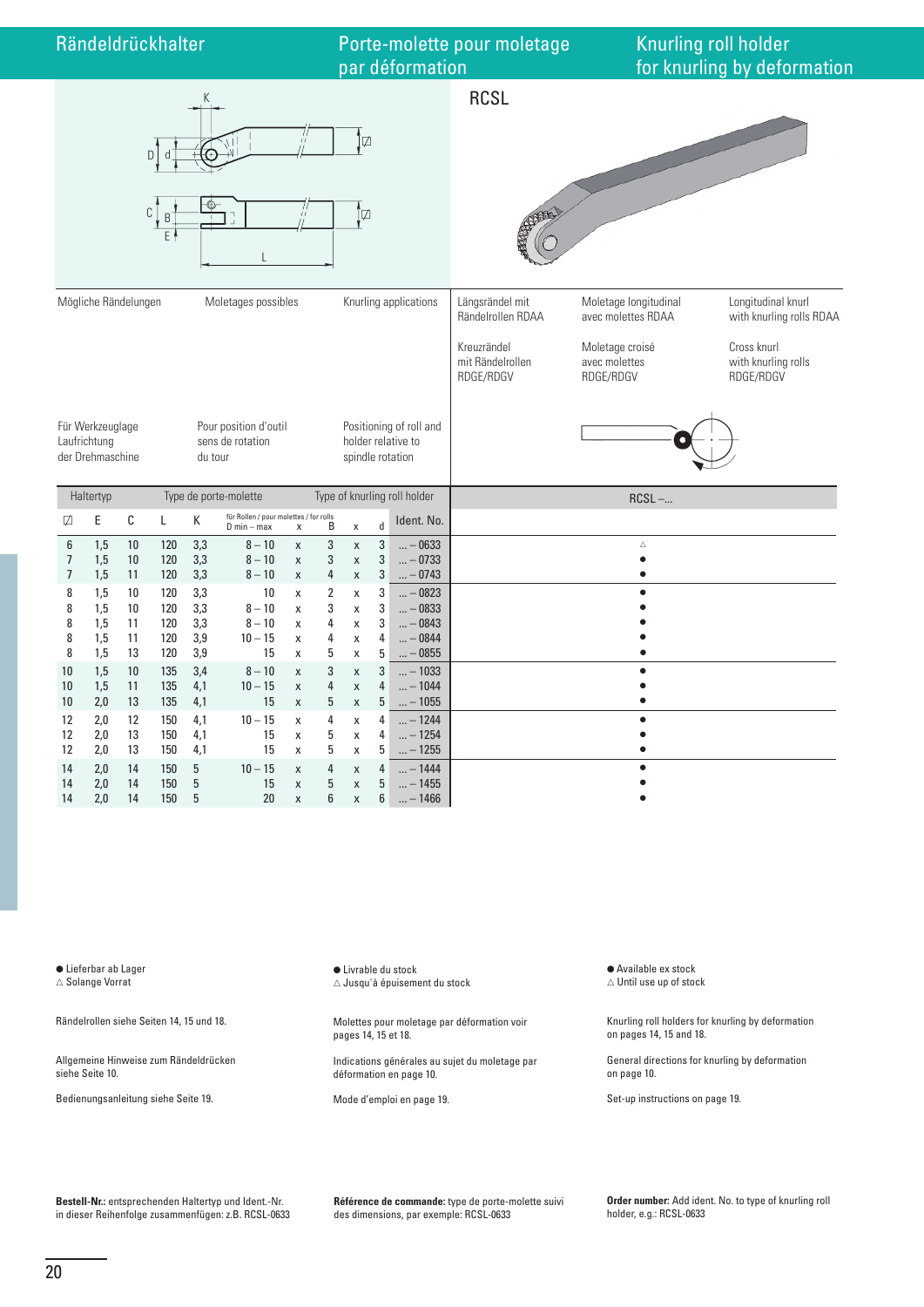# Rändeldrückhalter | Porte-molette pour moletage par déformation | Knurling roll holder for knurling by deformation

## RCSL

| Mögliche Rändelungen | Moletages possibles | Knurling applications |
|---|---|---|
| Längsrändel mit Rändelrollen RDAA | Moletage longitudinal avec molettes RDAA | Longitudinal knurl with knurling rolls RDAA |
| Kreuzrändel mit Rändelrollen RDGE/RDGV | Moletage croisé avec molettes RDGE/RDGV | Cross knurl with knurling rolls RDGE/RDGV |

| Für Werkzeuglage Laufrichtung der Drehmaschine | Pour position d'outil sens de rotation du tour | Positioning of roll and holder relative to spindle rotation |
|---|---|---|

| Haltertyp / Type de porte-molette / Type of knurling roll holder | | | | | | | | | | | | RCSL –... |
|---|---|---|---|---|---|---|---|---|---|---|---|---|
| ◪ | E | C | L | K | für Rollen / pour molettes / for rolls D min – max | x | B | x | d | Ident. No. | | |
| 6 | 1,5 | 10 | 120 | 3,3 | 8 – 10 | x | 3 | x | 3 | ... – 0633 | | △ |
| 7 | 1,5 | 10 | 120 | 3,3 | 8 – 10 | x | 3 | x | 3 | ... – 0733 | | ● |
| 7 | 1,5 | 11 | 120 | 3,3 | 8 – 10 | x | 4 | x | 3 | ... – 0743 | | ● |
| 8 | 1,5 | 10 | 120 | 3,3 | 10 | x | 2 | x | 3 | ... – 0823 | | ● |
| 8 | 1,5 | 10 | 120 | 3,3 | 8 – 10 | x | 3 | x | 3 | ... – 0833 | | ● |
| 8 | 1,5 | 11 | 120 | 3,3 | 8 – 10 | x | 4 | x | 3 | ... – 0843 | | ● |
| 8 | 1,5 | 11 | 120 | 3,9 | 10 – 15 | x | 4 | x | 4 | ... – 0844 | | ● |
| 8 | 1,5 | 13 | 120 | 3,9 | 15 | x | 5 | x | 5 | ... – 0855 | | ● |
| 10 | 1,5 | 10 | 135 | 3,4 | 8 – 10 | x | 3 | x | 3 | ... – 1033 | | ● |
| 10 | 1,5 | 11 | 135 | 4,1 | 10 – 15 | x | 4 | x | 4 | ... – 1044 | | ● |
| 10 | 2,0 | 13 | 135 | 4,1 | 15 | x | 5 | x | 5 | ... – 1055 | | ● |
| 12 | 2,0 | 12 | 150 | 4,1 | 10 – 15 | x | 4 | x | 4 | ... – 1244 | | ● |
| 12 | 2,0 | 13 | 150 | 4,1 | 15 | x | 5 | x | 4 | ... – 1254 | | ● |
| 12 | 2,0 | 13 | 150 | 4,1 | 15 | x | 5 | x | 5 | ... – 1255 | | ● |
| 14 | 2,0 | 14 | 150 | 5 | 10 – 15 | x | 4 | x | 4 | ... – 1444 | | ● |
| 14 | 2,0 | 14 | 150 | 5 | 15 | x | 5 | x | 5 | ... – 1455 | | ● |
| 14 | 2,0 | 14 | 150 | 5 | 20 | x | 6 | x | 6 | ... – 1466 | | ● |

● Lieferbar ab Lager
△ Solange Vorrat

● Livrable du stock
△ Jusqu'à épuisement du stock

● Available ex stock
△ Until use up of stock

Rändelrollen siehe Seiten 14, 15 und 18.

Molettes pour moletage par déformation voir pages 14, 15 et 18.

Knurling roll holders for knurling by deformation on pages 14, 15 and 18.

Allgemeine Hinweise zum Rändeldrücken siehe Seite 10.

Indications générales au sujet du moletage par déformation en page 10.

General directions for knurling by deformation on page 10.

Bedienungsanleitung siehe Seite 19.

Mode d'emploi en page 19.

Set-up instructions on page 19.

**Bestell-Nr.:** entsprechenden Haltertyp und Ident.-Nr. in dieser Reihenfolge zusammenfügen: z.B. RCSL-0633

**Référence de commande:** type de porte-molette suivi des dimensions, par exemple: RCSL-0633

**Order number:** Add ident. No. to type of knurling roll holder, e.g.: RCSL-0633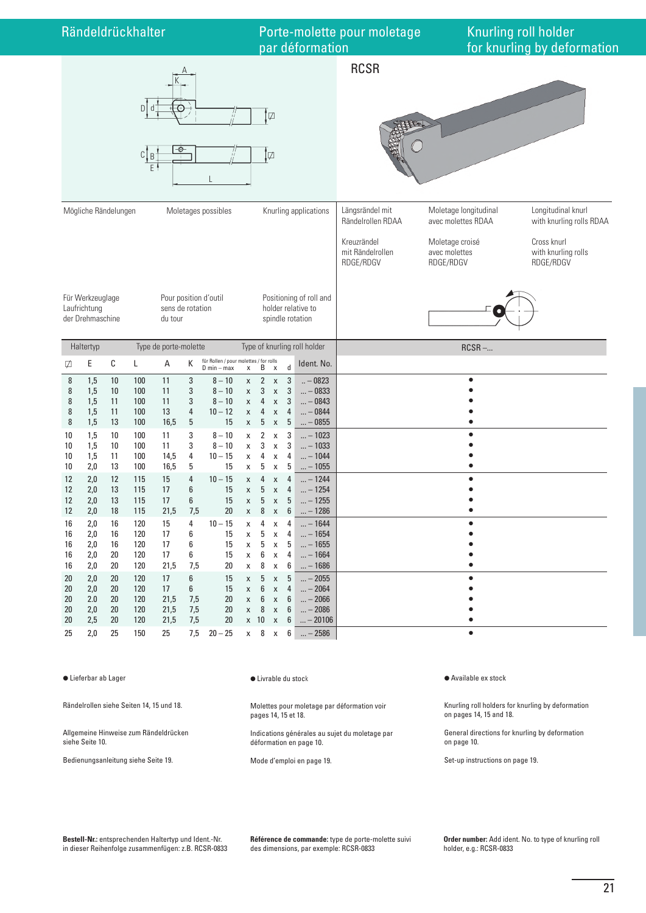## Rändeldrückhalter | Porte-molette pour moletage par déformation | Knurling roll holder for knurling by deformation

### RCSR

A K D d C B E L

| Mögliche Rändelungen | Moletages possibles | Knurling applications |
|---|---|---|
| Längsrändel mit Rändelrollen RDAA | Moletage longitudinal avec molettes RDAA | Longitudinal knurl with knurling rolls RDAA |
| Kreuzrändel mit Rändelrollen RDGE/RDGV | Moletage croisé avec molettes RDGE/RDGV | Cross knurl with knurling rolls RDGE/RDGV |

| Für Werkzeuglage Laufrichtung der Drehmaschine | Pour position d'outil sens de rotation du tour | Positioning of roll and holder relative to spindle rotation |
|---|---|---|

| ◪ | E | C | L | A | K | für Rollen / pour molettes / for rolls D min – max | x | B | x | d | Ident. No. | RCSR –... |
|---|---|---|---|---|---|---|---|---|---|---|---|---|
| 8 | 1,5 | 10 | 100 | 11 | 3 | 8 – 10 | x | 2 | x | 3 | .. – 0823 | ● |
| 8 | 1,5 | 10 | 100 | 11 | 3 | 8 – 10 | x | 3 | x | 3 | ... – 0833 | ● |
| 8 | 1,5 | 11 | 100 | 11 | 3 | 8 – 10 | x | 4 | x | 3 | ... – 0843 | ● |
| 8 | 1,5 | 11 | 100 | 13 | 4 | 10 – 12 | x | 4 | x | 4 | ... – 0844 | ● |
| 8 | 1,5 | 13 | 100 | 16,5 | 5 | 15 | x | 5 | x | 5 | ... – 0855 | ● |
| 10 | 1,5 | 10 | 100 | 11 | 3 | 8 – 10 | x | 2 | x | 3 | ... – 1023 | ● |
| 10 | 1,5 | 10 | 100 | 11 | 3 | 8 – 10 | x | 3 | x | 3 | ... – 1033 | ● |
| 10 | 1,5 | 11 | 100 | 14,5 | 4 | 10 – 15 | x | 4 | x | 4 | ... – 1044 | ● |
| 10 | 2,0 | 13 | 100 | 16,5 | 5 | 15 | x | 5 | x | 5 | ... – 1055 | ● |
| 12 | 2,0 | 12 | 115 | 15 | 4 | 10 – 15 | x | 4 | x | 4 | ... – 1244 | ● |
| 12 | 2,0 | 13 | 115 | 17 | 6 | 15 | x | 5 | x | 4 | ... – 1254 | ● |
| 12 | 2,0 | 13 | 115 | 17 | 6 | 15 | x | 5 | x | 5 | ... – 1255 | ● |
| 12 | 2,0 | 18 | 115 | 21,5 | 7,5 | 20 | x | 8 | x | 6 | ... – 1286 | ● |
| 16 | 2,0 | 16 | 120 | 15 | 4 | 10 – 15 | x | 4 | x | 4 | ... – 1644 | ● |
| 16 | 2,0 | 16 | 120 | 17 | 6 | 15 | x | 5 | x | 4 | ... – 1654 | ● |
| 16 | 2,0 | 16 | 120 | 17 | 6 | 15 | x | 5 | x | 5 | ... – 1655 | ● |
| 16 | 2,0 | 20 | 120 | 17 | 6 | 15 | x | 6 | x | 4 | ... – 1664 | ● |
| 16 | 2,0 | 20 | 120 | 21,5 | 7,5 | 20 | x | 8 | x | 6 | ... – 1686 | ● |
| 20 | 2,0 | 20 | 120 | 17 | 6 | 15 | x | 5 | x | 5 | ... – 2055 | ● |
| 20 | 2,0 | 20 | 120 | 17 | 6 | 15 | x | 6 | x | 4 | ... – 2064 | ● |
| 20 | 2.0 | 20 | 120 | 21,5 | 7,5 | 20 | x | 6 | x | 6 | ... – 2066 | ● |
| 20 | 2,0 | 20 | 120 | 21,5 | 7,5 | 20 | x | 8 | x | 6 | ... – 2086 | ● |
| 20 | 2,5 | 20 | 120 | 21,5 | 7,5 | 20 | x | 10 | x | 6 | ... – 20106 | ● |
| 25 | 2,0 | 25 | 150 | 25 | 7,5 | 20 – 25 | x | 8 | x | 6 | ... – 2586 | ● |

Haltertyp / Type de porte-molette / Type of knurling roll holder

● Lieferbar ab Lager | ● Livrable du stock | ● Available ex stock

Rändelrollen siehe Seiten 14, 15 und 18.

Molettes pour moletage par déformation voir pages 14, 15 et 18.

Knurling roll holders for knurling by deformation on pages 14, 15 and 18.

Allgemeine Hinweise zum Rändeldrücken siehe Seite 10.

Indications générales au sujet du moletage par déformation en page 10.

General directions for knurling by deformation on page 10.

Bedienungsanleitung siehe Seite 19.

Mode d'emploi en page 19.

Set-up instructions on page 19.

**Bestell-Nr.:** entsprechenden Haltertyp und Ident.-Nr. in dieser Reihenfolge zusammenfügen: z.B. RCSR-0833

**Référence de commande:** type de porte-molette suivi des dimensions, par exemple: RCSR-0833

**Order number:** Add ident. No. to type of knurling roll holder, e.g.: RCSR-0833